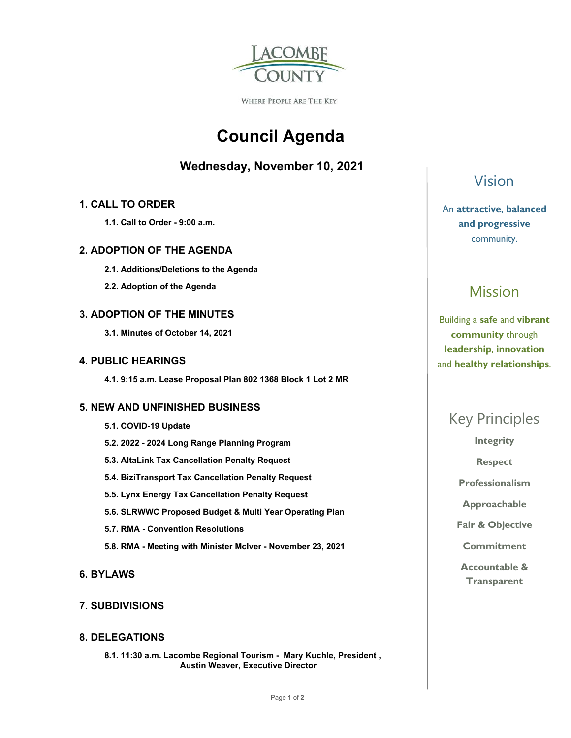LACOMBE COUNTY

WHERE PEOPLE ARE THE KEY

# Council Agenda

## Wednesday, November 10, 2021

### 1. CALL TO ORDER

**1.1. Call to Order - 9:00 a.m.**

### 2. ADOPTION OF THE AGENDA

**2.1. Additions/Deletions to the Agenda**

**2.2. Adoption of the Agenda**

### 3. ADOPTION OF THE MINUTES

**3.1. Minutes of October 14, 2021**

### 4. PUBLIC HEARINGS

**4.1. 9:15 a.m. Lease Proposal Plan 802 1368 Block 1 Lot 2 MR**

### 5. NEW AND UNFINISHED BUSINESS

**5.1. COVID-19 Update**

**5.2. 2022 - 2024 Long Range Planning Program**

**5.3. AltaLink Tax Cancellation Penalty Request**

**5.4. BiziTransport Tax Cancellation Penalty Request**

**5.5. Lynx Energy Tax Cancellation Penalty Request**

**5.6. SLRWWC Proposed Budget & Multi Year Operating Plan**

**5.7. RMA - Convention Resolutions**

**5.8. RMA - Meeting with Minister McIver - November 23, 2021**

### 6. BYLAWS

### 7. SUBDIVISIONS

### 8. DELEGATIONS

**8.1. 11:30 a.m. Lacombe Regional Tourism - Mary Kuchle, President , Austin Weaver, Executive Director**

## Vision

An **attractive**, **balanced and progressive** community.

## Mission

Building a **safe** and **vibrant community** through **leadership**, **innovation** and **healthy relationships**.

## Key Principles

**Integrity**

**Respect**

**Professionalism**

**Approachable**

**Fair & Objective**

**Commitment**

**Accountable & Transparent**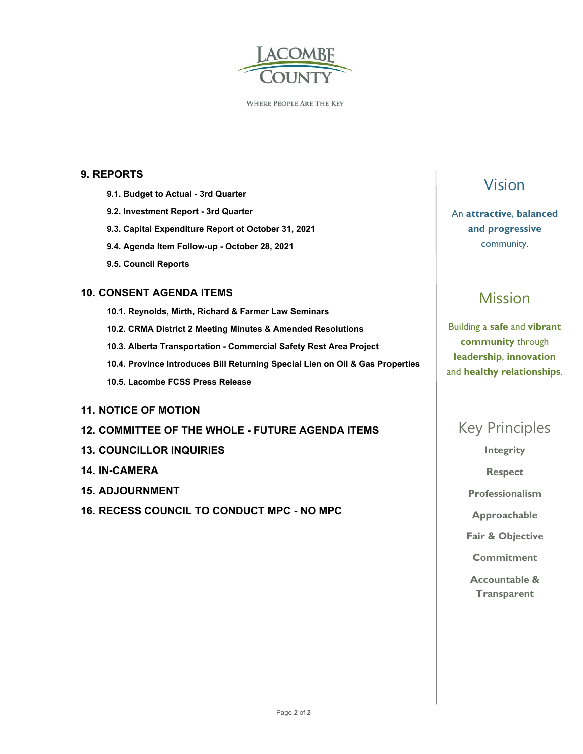LACOMBE COUNTY

WHERE PEOPLE ARE THE KEY

## 9. REPORTS

- **9.1. Budget to Actual - 3rd Quarter**
- **9.2. Investment Report - 3rd Quarter**
- **9.3. Capital Expenditure Report ot October 31, 2021**
- **9.4. Agenda Item Follow-up - October 28, 2021**
- **9.5. Council Reports**

## 10. CONSENT AGENDA ITEMS

- **10.1. Reynolds, Mirth, Richard & Farmer Law Seminars**
- **10.2. CRMA District 2 Meeting Minutes & Amended Resolutions**
- **10.3. Alberta Transportation - Commercial Safety Rest Area Project**
- **10.4. Province Introduces Bill Returning Special Lien on Oil & Gas Properties**
- **10.5. Lacombe FCSS Press Release**

## 11. NOTICE OF MOTION

## 12. COMMITTEE OF THE WHOLE - FUTURE AGENDA ITEMS

## 13. COUNCILLOR INQUIRIES

## 14. IN-CAMERA

## 15. ADJOURNMENT

## 16. RECESS COUNCIL TO CONDUCT MPC - NO MPC

## Vision

An **attractive**, **balanced and progressive** community.

## Mission

Building a **safe** and **vibrant community** through **leadership**, **innovation** and **healthy relationships**.

## Key Principles

**Integrity**

**Respect**

**Professionalism**

**Approachable**

**Fair & Objective**

**Commitment**

**Accountable & Transparent**